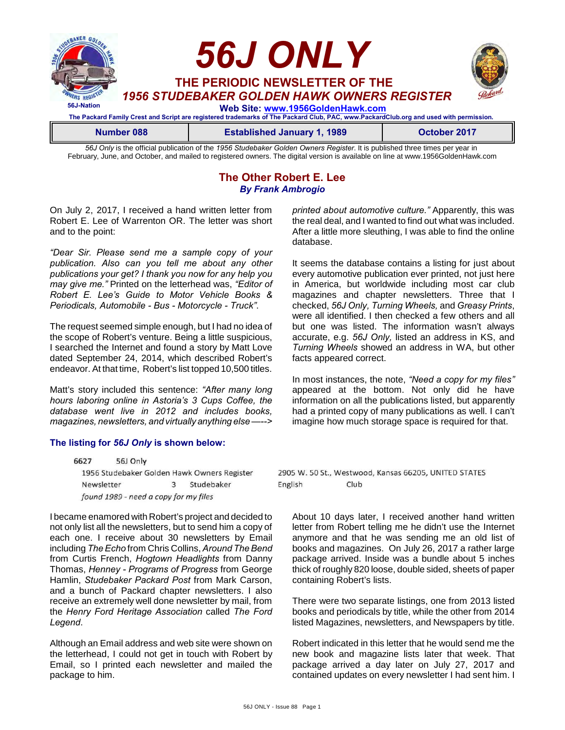# 56J ONLY

## THE PERIODIC NEWSLETTER OF THE
## *1956 STUDEBAKER GOLDEN HAWK OWNERS REGISTER*

56J-Nation

**Web Site: www.1956GoldenHawk.com**

**The Packard Family Crest and Script are registered trademarks of The Packard Club, PAC, www.PackardClub.org and used with permission.**

| Number 088 | Established January 1, 1989 | October 2017 |
|---|---|---|

*56J Only* is the official publication of the *1956 Studebaker Golden Owners Register*. It is published three times per year in February, June, and October, and mailed to registered owners. The digital version is available on line at www.1956GoldenHawk.com

## The Other Robert E. Lee
***By Frank Ambrogio***

On July 2, 2017, I received a hand written letter from Robert E. Lee of Warrenton OR. The letter was short and to the point:

*"Dear Sir. Please send me a sample copy of your publication. Also can you tell me about any other publications your get? I thank you now for any help you may give me."* Printed on the letterhead was, *"Editor of Robert E. Lee's Guide to Motor Vehicle Books & Periodicals, Automobile - Bus - Motorcycle - Truck"*.

The request seemed simple enough, but I had no idea of the scope of Robert's venture. Being a little suspicious, I searched the Internet and found a story by Matt Love dated September 24, 2014, which described Robert's endeavor. At that time, Robert's list topped 10,500 titles.

Matt's story included this sentence: *"After many long hours laboring online in Astoria's 3 Cups Coffee, the database went live in 2012 and includes books, magazines, newsletters, and virtually anything else printed about automotive culture."* Apparently, this was the real deal, and I wanted to find out what was included. After a little more sleuthing, I was able to find the online database.

It seems the database contains a listing for just about every automotive publication ever printed, not just here in America, but worldwide including most car club magazines and chapter newsletters. Three that I checked, *56J Only, Turning Wheels,* and *Greasy Prints*, were all identified. I then checked a few others and all but one was listed. The information wasn't always accurate, e.g. *56J Only,* listed an address in KS, and *Turning Wheels* showed an address in WA, but other facts appeared correct.

In most instances, the note, *"Need a copy for my files"* appeared at the bottom. Not only did he have information on all the publications listed, but apparently had a printed copy of many publications as well. I can't imagine how much storage space is required for that.

### The listing for *56J Only* is shown below:

6627 56J Only
1956 Studebaker Golden Hawk Owners Register — 2905 W. 50 St., Westwood, Kansas 66205, UNITED STATES
Newsletter 3 Studebaker — English Club
*found 1989 - need a copy for my files*

I became enamored with Robert's project and decided to not only list all the newsletters, but to send him a copy of each one. I receive about 30 newsletters by Email including *The Echo* from Chris Collins, *Around The Bend* from Curtis French, *Hogtown Headlights* from Danny Thomas, *Henney - Programs of Progress* from George Hamlin, *Studebaker Packard Post* from Mark Carson, and a bunch of Packard chapter newsletters. I also receive an extremely well done newsletter by mail, from the *Henry Ford Heritage Association* called *The Ford Legend*.

Although an Email address and web site were shown on the letterhead, I could not get in touch with Robert by Email, so I printed each newsletter and mailed the package to him.

About 10 days later, I received another hand written letter from Robert telling me he didn't use the Internet anymore and that he was sending me an old list of books and magazines. On July 26, 2017 a rather large package arrived. Inside was a bundle about 5 inches thick of roughly 820 loose, double sided, sheets of paper containing Robert's lists.

There were two separate listings, one from 2013 listed books and periodicals by title, while the other from 2014 listed Magazines, newsletters, and Newspapers by title.

Robert indicated in this letter that he would send me the new book and magazine lists later that week. That package arrived a day later on July 27, 2017 and contained updates on every newsletter I had sent him. I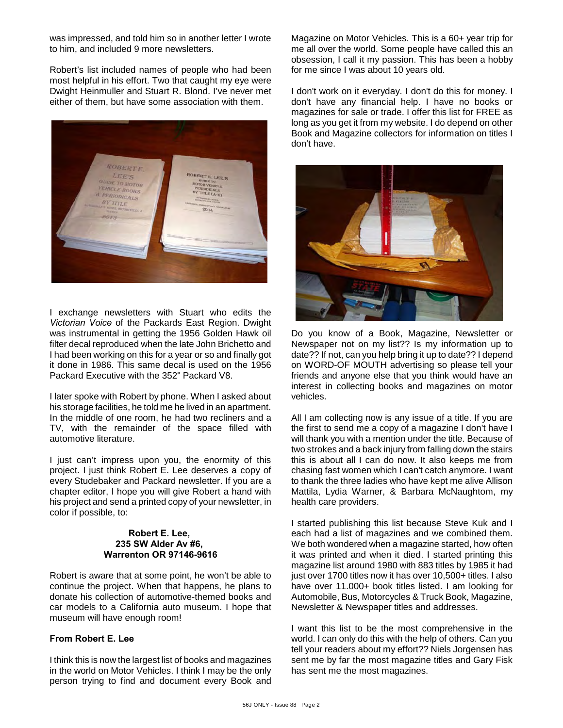was impressed, and told him so in another letter I wrote to him, and included 9 more newsletters.

Robert's list included names of people who had been most helpful in his effort. Two that caught my eye were Dwight Heinmuller and Stuart R. Blond. I've never met either of them, but have some association with them.

I exchange newsletters with Stuart who edits the *Victorian Voice* of the Packards East Region. Dwight was instrumental in getting the 1956 Golden Hawk oil filter decal reproduced when the late John Brichetto and I had been working on this for a year or so and finally got it done in 1986. This same decal is used on the 1956 Packard Executive with the 352" Packard V8.

I later spoke with Robert by phone. When I asked about his storage facilities, he told me he lived in an apartment. In the middle of one room, he had two recliners and a TV, with the remainder of the space filled with automotive literature.

I just can't impress upon you, the enormity of this project. I just think Robert E. Lee deserves a copy of every Studebaker and Packard newsletter. If you are a chapter editor, I hope you will give Robert a hand with his project and send a printed copy of your newsletter, in color if possible, to:

**Robert E. Lee,**
**235 SW Alder Av #6,**
**Warrenton OR 97146-9616**

Robert is aware that at some point, he won't be able to continue the project. When that happens, he plans to donate his collection of automotive-themed books and car models to a California auto museum. I hope that museum will have enough room!

**From Robert E. Lee**

I think this is now the largest list of books and magazines in the world on Motor Vehicles. I think I may be the only person trying to find and document every Book and Magazine on Motor Vehicles. This is a 60+ year trip for me all over the world. Some people have called this an obsession, I call it my passion. This has been a hobby for me since I was about 10 years old.

I don't work on it everyday. I don't do this for money. I don't have any financial help. I have no books or magazines for sale or trade. I offer this list for FREE as long as you get it from my website. I do depend on other Book and Magazine collectors for information on titles I don't have.

Do you know of a Book, Magazine, Newsletter or Newspaper not on my list?? Is my information up to date?? If not, can you help bring it up to date?? I depend on WORD-OF MOUTH advertising so please tell your friends and anyone else that you think would have an interest in collecting books and magazines on motor vehicles.

All I am collecting now is any issue of a title. If you are the first to send me a copy of a magazine I don't have I will thank you with a mention under the title. Because of two strokes and a back injury from falling down the stairs this is about all I can do now. It also keeps me from chasing fast women which I can't catch anymore. I want to thank the three ladies who have kept me alive Allison Mattila, Lydia Warner, & Barbara McNaughtom, my health care providers.

I started publishing this list because Steve Kuk and I each had a list of magazines and we combined them. We both wondered when a magazine started, how often it was printed and when it died. I started printing this magazine list around 1980 with 883 titles by 1985 it had just over 1700 titles now it has over 10,500+ titles. I also have over 11.000+ book titles listed. I am looking for Automobile, Bus, Motorcycles & Truck Book, Magazine, Newsletter & Newspaper titles and addresses.

I want this list to be the most comprehensive in the world. I can only do this with the help of others. Can you tell your readers about my effort?? Niels Jorgensen has sent me by far the most magazine titles and Gary Fisk has sent me the most magazines.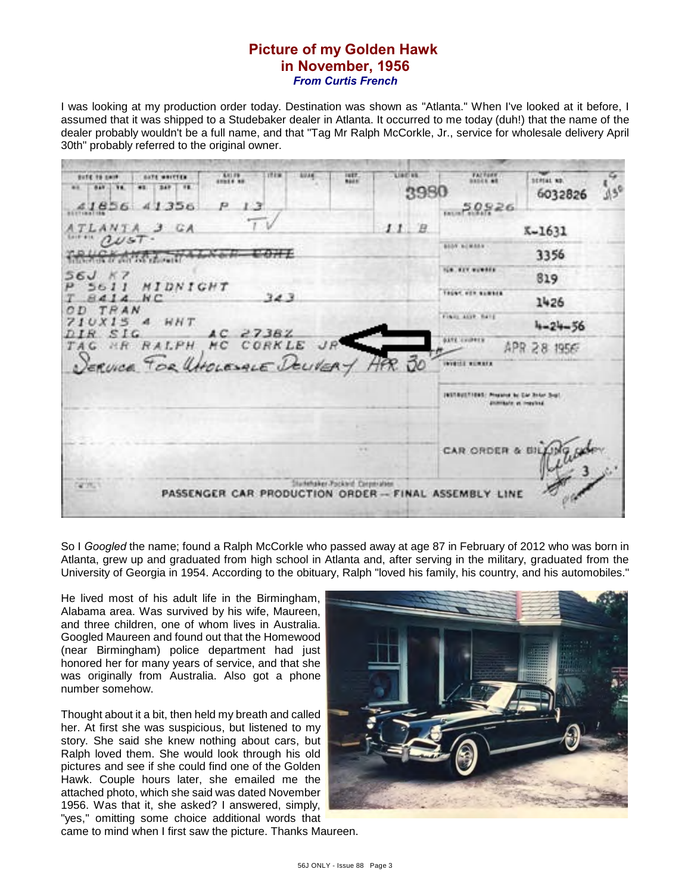# Picture of my Golden Hawk in November, 1956

***From Curtis French***

I was looking at my production order today. Destination was shown as "Atlanta." When I've looked at it before, I assumed that it was shipped to a Studebaker dealer in Atlanta. It occurred to me today (duh!) that the name of the dealer probably wouldn't be a full name, and that "Tag Mr Ralph McCorkle, Jr., service for wholesale delivery April 30th" probably referred to the original owner.

So I *Googled* the name; found a Ralph McCorkle who passed away at age 87 in February of 2012 who was born in Atlanta, grew up and graduated from high school in Atlanta and, after serving in the military, graduated from the University of Georgia in 1954. According to the obituary, Ralph "loved his family, his country, and his automobiles."

He lived most of his adult life in the Birmingham, Alabama area. Was survived by his wife, Maureen, and three children, one of whom lives in Australia. Googled Maureen and found out that the Homewood (near Birmingham) police department had just honored her for many years of service, and that she was originally from Australia. Also got a phone number somehow.

Thought about it a bit, then held my breath and called her. At first she was suspicious, but listened to my story. She said she knew nothing about cars, but Ralph loved them. She would look through his old pictures and see if she could find one of the Golden Hawk. Couple hours later, she emailed me the attached photo, which she said was dated November 1956. Was that it, she asked? I answered, simply, "yes," omitting some choice additional words that came to mind when I first saw the picture. Thanks Maureen.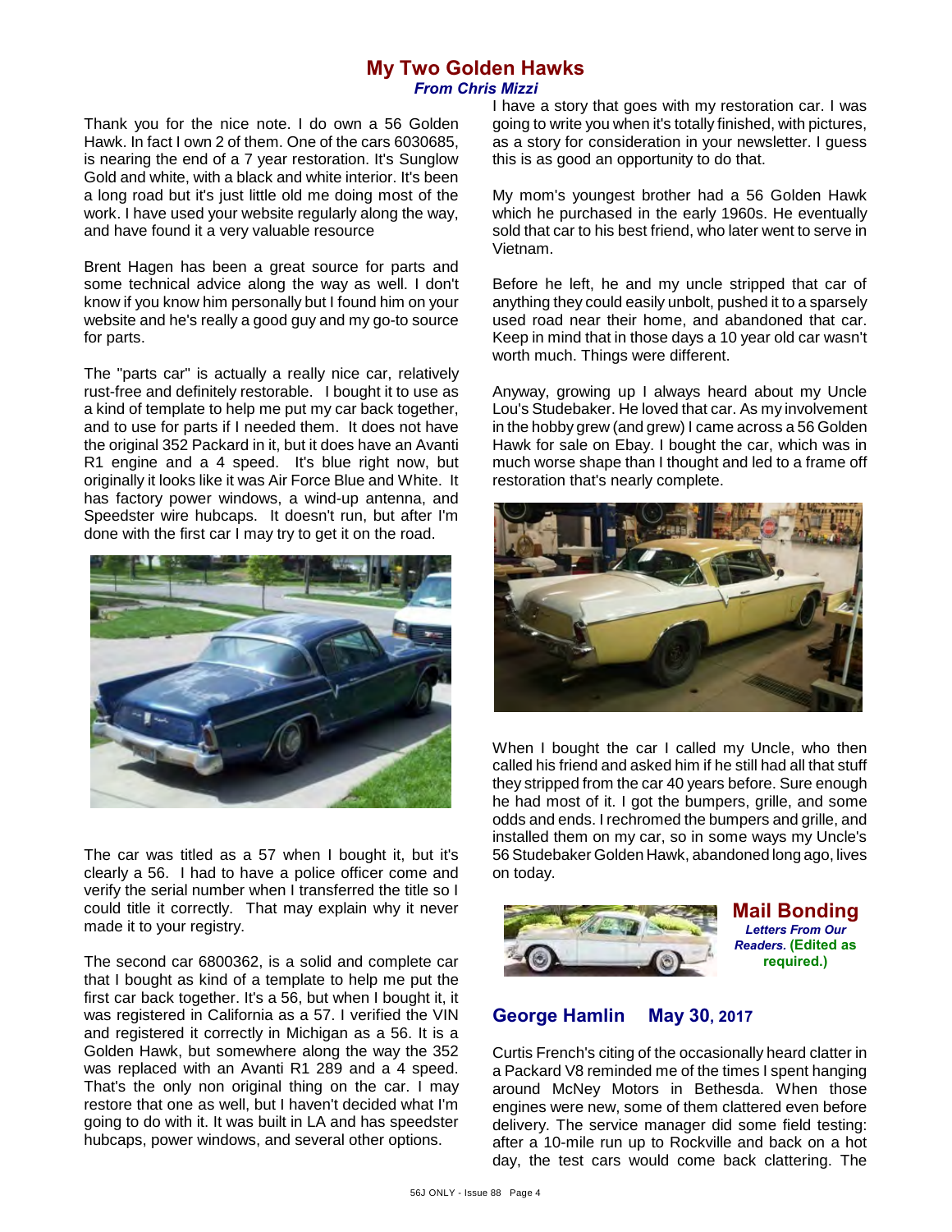## My Two Golden Hawks

*From Chris Mizzi*

Thank you for the nice note. I do own a 56 Golden Hawk. In fact I own 2 of them. One of the cars 6030685, is nearing the end of a 7 year restoration. It's Sunglow Gold and white, with a black and white interior. It's been a long road but it's just little old me doing most of the work. I have used your website regularly along the way, and have found it a very valuable resource

Brent Hagen has been a great source for parts and some technical advice along the way as well. I don't know if you know him personally but I found him on your website and he's really a good guy and my go-to source for parts.

The "parts car" is actually a really nice car, relatively rust-free and definitely restorable. I bought it to use as a kind of template to help me put my car back together, and to use for parts if I needed them. It does not have the original 352 Packard in it, but it does have an Avanti R1 engine and a 4 speed. It's blue right now, but originally it looks like it was Air Force Blue and White. It has factory power windows, a wind-up antenna, and Speedster wire hubcaps. It doesn't run, but after I'm done with the first car I may try to get it on the road.

The car was titled as a 57 when I bought it, but it's clearly a 56. I had to have a police officer come and verify the serial number when I transferred the title so I could title it correctly. That may explain why it never made it to your registry.

The second car 6800362, is a solid and complete car that I bought as kind of a template to help me put the first car back together. It's a 56, but when I bought it, it was registered in California as a 57. I verified the VIN and registered it correctly in Michigan as a 56. It is a Golden Hawk, but somewhere along the way the 352 was replaced with an Avanti R1 289 and a 4 speed. That's the only non original thing on the car. I may restore that one as well, but I haven't decided what I'm going to do with it. It was built in LA and has speedster hubcaps, power windows, and several other options.

I have a story that goes with my restoration car. I was going to write you when it's totally finished, with pictures, as a story for consideration in your newsletter. I guess this is as good an opportunity to do that.

My mom's youngest brother had a 56 Golden Hawk which he purchased in the early 1960s. He eventually sold that car to his best friend, who later went to serve in Vietnam.

Before he left, he and my uncle stripped that car of anything they could easily unbolt, pushed it to a sparsely used road near their home, and abandoned that car. Keep in mind that in those days a 10 year old car wasn't worth much. Things were different.

Anyway, growing up I always heard about my Uncle Lou's Studebaker. He loved that car. As my involvement in the hobby grew (and grew) I came across a 56 Golden Hawk for sale on Ebay. I bought the car, which was in much worse shape than I thought and led to a frame off restoration that's nearly complete.

When I bought the car I called my Uncle, who then called his friend and asked him if he still had all that stuff they stripped from the car 40 years before. Sure enough he had most of it. I got the bumpers, grille, and some odds and ends. I rechromed the bumpers and grille, and installed them on my car, so in some ways my Uncle's 56 Studebaker Golden Hawk, abandoned long ago, lives on today.

## Mail Bonding

*Letters From Our Readers.* **(Edited as required.)**

### George Hamlin May 30, 2017

Curtis French's citing of the occasionally heard clatter in a Packard V8 reminded me of the times I spent hanging around McNey Motors in Bethesda. When those engines were new, some of them clattered even before delivery. The service manager did some field testing: after a 10-mile run up to Rockville and back on a hot day, the test cars would come back clattering. The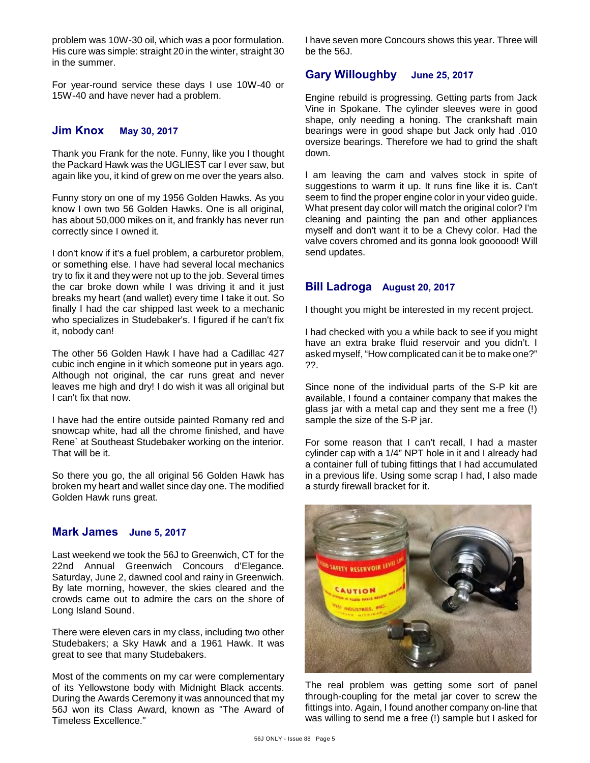problem was 10W-30 oil, which was a poor formulation. His cure was simple: straight 20 in the winter, straight 30 in the summer.

For year-round service these days I use 10W-40 or 15W-40 and have never had a problem.

## Jim Knox May 30, 2017

Thank you Frank for the note. Funny, like you I thought the Packard Hawk was the UGLIEST car I ever saw, but again like you, it kind of grew on me over the years also.

Funny story on one of my 1956 Golden Hawks. As you know I own two 56 Golden Hawks. One is all original, has about 50,000 mikes on it, and frankly has never run correctly since I owned it.

I don't know if it's a fuel problem, a carburetor problem, or something else. I have had several local mechanics try to fix it and they were not up to the job. Several times the car broke down while I was driving it and it just breaks my heart (and wallet) every time I take it out. So finally I had the car shipped last week to a mechanic who specializes in Studebaker's. I figured if he can't fix it, nobody can!

The other 56 Golden Hawk I have had a Cadillac 427 cubic inch engine in it which someone put in years ago. Although not original, the car runs great and never leaves me high and dry! I do wish it was all original but I can't fix that now.

I have had the entire outside painted Romany red and snowcap white, had all the chrome finished, and have Rene` at Southeast Studebaker working on the interior. That will be it.

So there you go, the all original 56 Golden Hawk has broken my heart and wallet since day one. The modified Golden Hawk runs great.

## Mark James June 5, 2017

Last weekend we took the 56J to Greenwich, CT for the 22nd Annual Greenwich Concours d'Elegance. Saturday, June 2, dawned cool and rainy in Greenwich. By late morning, however, the skies cleared and the crowds came out to admire the cars on the shore of Long Island Sound.

There were eleven cars in my class, including two other Studebakers; a Sky Hawk and a 1961 Hawk. It was great to see that many Studebakers.

Most of the comments on my car were complementary of its Yellowstone body with Midnight Black accents. During the Awards Ceremony it was announced that my 56J won its Class Award, known as "The Award of Timeless Excellence."

I have seven more Concours shows this year. Three will be the 56J.

## Gary Willoughby June 25, 2017

Engine rebuild is progressing. Getting parts from Jack Vine in Spokane. The cylinder sleeves were in good shape, only needing a honing. The crankshaft main bearings were in good shape but Jack only had .010 oversize bearings. Therefore we had to grind the shaft down.

I am leaving the cam and valves stock in spite of suggestions to warm it up. It runs fine like it is. Can't seem to find the proper engine color in your video guide. What present day color will match the original color? I'm cleaning and painting the pan and other appliances myself and don't want it to be a Chevy color. Had the valve covers chromed and its gonna look goooood! Will send updates.

## Bill Ladroga August 20, 2017

I thought you might be interested in my recent project.

I had checked with you a while back to see if you might have an extra brake fluid reservoir and you didn't. I asked myself, "How complicated can it be to make one?" ??.

Since none of the individual parts of the S-P kit are available, I found a container company that makes the glass jar with a metal cap and they sent me a free (!) sample the size of the S-P jar.

For some reason that I can't recall, I had a master cylinder cap with a 1/4" NPT hole in it and I already had a container full of tubing fittings that I had accumulated in a previous life. Using some scrap I had, I also made a sturdy firewall bracket for it.

The real problem was getting some sort of panel through-coupling for the metal jar cover to screw the fittings into. Again, I found another company on-line that was willing to send me a free (!) sample but I asked for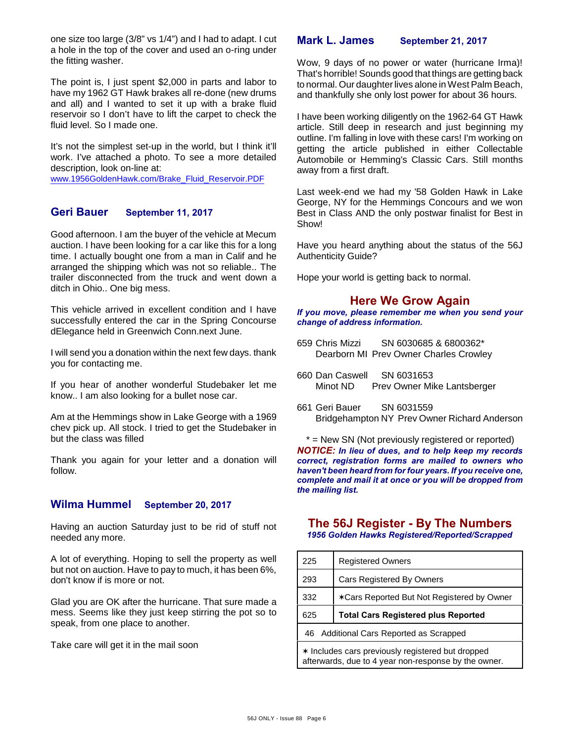one size too large (3/8" vs 1/4") and I had to adapt. I cut a hole in the top of the cover and used an o-ring under the fitting washer.

The point is, I just spent $2,000 in parts and labor to have my 1962 GT Hawk brakes all re-done (new drums and all) and I wanted to set it up with a brake fluid reservoir so I don't have to lift the carpet to check the fluid level. So I made one.

It's not the simplest set-up in the world, but I think it'll work. I've attached a photo. To see a more detailed description, look on-line at:
www.1956GoldenHawk.com/Brake_Fluid_Reservoir.PDF

## Geri Bauer    September 11, 2017

Good afternoon. I am the buyer of the vehicle at Mecum auction. I have been looking for a car like this for a long time. I actually bought one from a man in Calif and he arranged the shipping which was not so reliable.. The trailer disconnected from the truck and went down a ditch in Ohio.. One big mess.

This vehicle arrived in excellent condition and I have successfully entered the car in the Spring Concourse dElegance held in Greenwich Conn.next June.

I will send you a donation within the next few days. thank you for contacting me.

If you hear of another wonderful Studebaker let me know.. I am also looking for a bullet nose car.

Am at the Hemmings show in Lake George with a 1969 chev pick up. All stock. I tried to get the Studebaker in but the class was filled

Thank you again for your letter and a donation will follow.

## Wilma Hummel    September 20, 2017

Having an auction Saturday just to be rid of stuff not needed any more.

A lot of everything. Hoping to sell the property as well but not on auction. Have to pay to much, it has been 6%, don't know if is more or not.

Glad you are OK after the hurricane. That sure made a mess. Seems like they just keep stirring the pot so to speak, from one place to another.

Take care will get it in the mail soon

## Mark L. James    September 21, 2017

Wow, 9 days of no power or water (hurricane Irma)! That's horrible! Sounds good that things are getting back to normal. Our daughter lives alone in West Palm Beach, and thankfully she only lost power for about 36 hours.

I have been working diligently on the 1962-64 GT Hawk article. Still deep in research and just beginning my outline. I'm falling in love with these cars! I'm working on getting the article published in either Collectable Automobile or Hemming's Classic Cars. Still months away from a first draft.

Last week-end we had my '58 Golden Hawk in Lake George, NY for the Hemmings Concours and we won Best in Class AND the only postwar finalist for Best in Show!

Have you heard anything about the status of the 56J Authenticity Guide?

Hope your world is getting back to normal.

## Here We Grow Again

***If you move, please remember me when you send your change of address information.***

659 Chris Mizzi    SN 6030685 & 6800362*
Dearborn MI  Prev Owner Charles Crowley

660 Dan Caswell    SN 6031653
Minot ND    Prev Owner Mike Lantsberger

661 Geri Bauer    SN 6031559
Bridgehampton NY  Prev Owner Richard Anderson

\* = New SN (Not previously registered or reported)

***NOTICE: In lieu of dues, and to help keep my records correct, registration forms are mailed to owners who haven't been heard from for four years. If you receive one, complete and mail it at once or you will be dropped from the mailing list.***

## The 56J Register - By The Numbers

***1956 Golden Hawks Registered/Reported/Scrapped***

| | |
|---|---|
| 225 | Registered Owners |
| 293 | Cars Registered By Owners |
| 332 | ✶Cars Reported But Not Registered by Owner |
| 625 | **Total Cars Registered plus Reported** |
| 46 Additional Cars Reported as Scrapped | |
| ✶ Includes cars previously registered but dropped afterwards, due to 4 year non-response by the owner. | |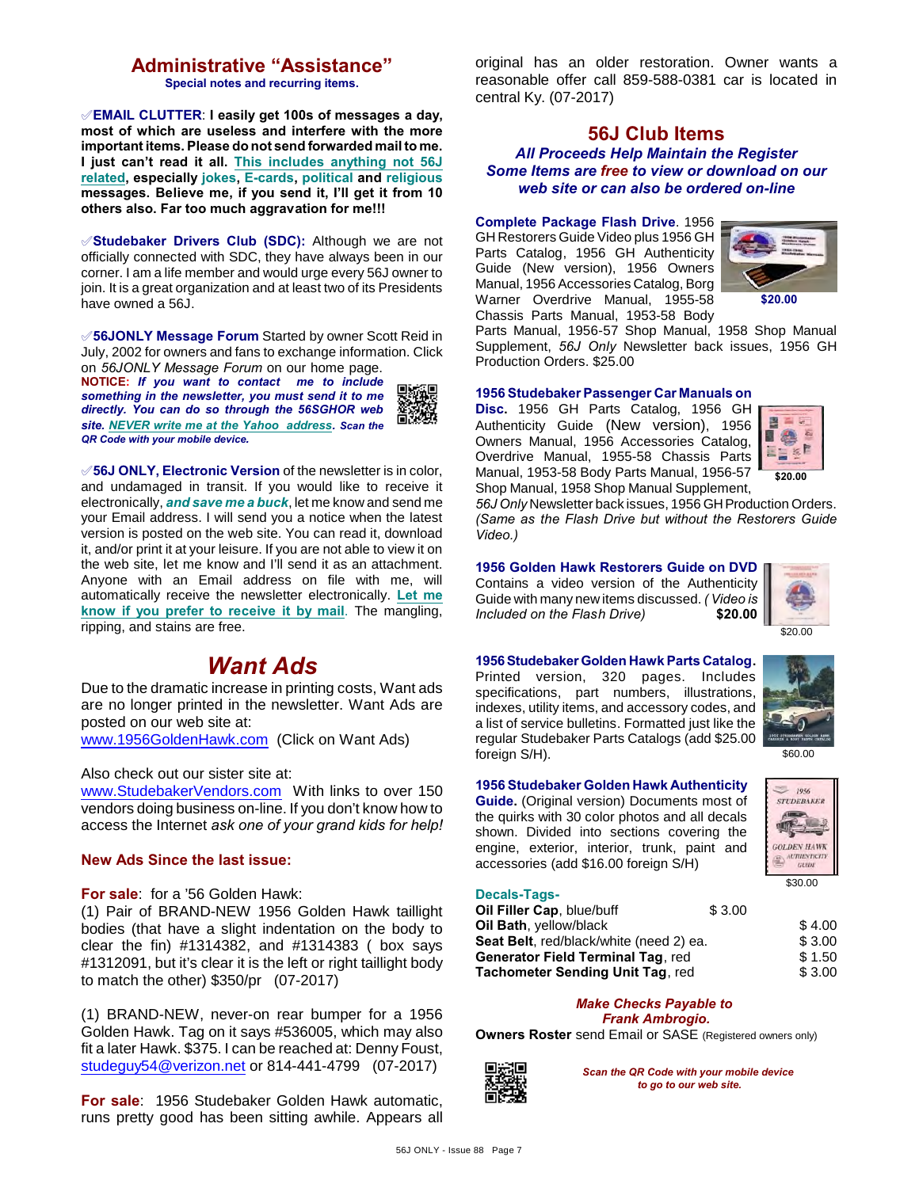## Administrative "Assistance"

**Special notes and recurring items.**

✓**EMAIL CLUTTER**: **I easily get 100s of messages a day, most of which are useless and interfere with the more important items. Please do not send forwarded mail to me. I just can't read it all. This includes anything not 56J related, especially jokes, E-cards, political and religious messages. Believe me, if you send it, I'll get it from 10 others also. Far too much aggravation for me!!!**

✓**Studebaker Drivers Club (SDC):** Although we are not officially connected with SDC, they have always been in our corner. I am a life member and would urge every 56J owner to join. It is a great organization and at least two of its Presidents have owned a 56J.

✓**56JONLY Message Forum** Started by owner Scott Reid in July, 2002 for owners and fans to exchange information. Click on *56JONLY Message Forum* on our home page.

**NOTICE:** ***If you want to contact me to include something in the newsletter, you must send it to me directly. You can do so through the 56SGHOR web site. NEVER write me at the Yahoo address. Scan the QR Code with your mobile device.***

✓**56J ONLY, Electronic Version** of the newsletter is in color, and undamaged in transit. If you would like to receive it electronically, ***and save me a buck***, let me know and send me your Email address. I will send you a notice when the latest version is posted on the web site. You can read it, download it, and/or print it at your leisure. If you are not able to view it on the web site, let me know and I'll send it as an attachment. Anyone with an Email address on file with me, will automatically receive the newsletter electronically. **Let me know if you prefer to receive it by mail**. The mangling, ripping, and stains are free.

## *Want Ads*

Due to the dramatic increase in printing costs, Want ads are no longer printed in the newsletter. Want Ads are posted on our web site at:
www.1956GoldenHawk.com (Click on Want Ads)

Also check out our sister site at:
www.StudebakerVendors.com With links to over 150 vendors doing business on-line. If you don't know how to access the Internet *ask one of your grand kids for help!*

### New Ads Since the last issue:

**For sale**: for a '56 Golden Hawk:
(1) Pair of BRAND-NEW 1956 Golden Hawk taillight bodies (that have a slight indentation on the body to clear the fin) #1314382, and #1314383 ( box says #1312091, but it's clear it is the left or right taillight body to match the other) $350/pr (07-2017)

(1) BRAND-NEW, never-on rear bumper for a 1956 Golden Hawk. Tag on it says #536005, which may also fit a later Hawk. $375. I can be reached at: Denny Foust, studeguy54@verizon.net or 814-441-4799 (07-2017)

**For sale**: 1956 Studebaker Golden Hawk automatic, runs pretty good has been sitting awhile. Appears all original has an older restoration. Owner wants a reasonable offer call 859-588-0381 car is located in central Ky. (07-2017)

## 56J Club Items

***All Proceeds Help Maintain the Register***
***Some Items are free to view or download on our web site or can also be ordered on-line***

**Complete Package Flash Drive**. 1956 GH Restorers Guide Video plus 1956 GH Parts Catalog, 1956 GH Authenticity Guide (New version), 1956 Owners Manual, 1956 Accessories Catalog, Borg Warner Overdrive Manual, 1955-58 Chassis Parts Manual, 1953-58 Body Parts Manual, 1956-57 Shop Manual, 1958 Shop Manual Supplement, *56J Only* Newsletter back issues, 1956 GH Production Orders. $25.00

**$20.00**

**1956 Studebaker Passenger Car Manuals on Disc.** 1956 GH Parts Catalog, 1956 GH Authenticity Guide (New version), 1956 Owners Manual, 1956 Accessories Catalog, Overdrive Manual, 1955-58 Chassis Parts Manual, 1953-58 Body Parts Manual, 1956-57 Shop Manual, 1958 Shop Manual Supplement, *56J Only* Newsletter back issues, 1956 GH Production Orders. *(Same as the Flash Drive but without the Restorers Guide Video.)*

**$20.00**

**1956 Golden Hawk Restorers Guide on DVD** Contains a video version of the Authenticity Guide with many new items discussed. *( Video is Included on the Flash Drive)* **$20.00**

$20.00

**1956 Studebaker Golden Hawk Parts Catalog.** Printed version, 320 pages. Includes specifications, part numbers, illustrations, indexes, utility items, and accessory codes, and a list of service bulletins. Formatted just like the regular Studebaker Parts Catalogs (add $25.00 foreign S/H).

$60.00

**1956 Studebaker Golden Hawk Authenticity Guide.** (Original version) Documents most of the quirks with 30 color photos and all decals shown. Divided into sections covering the engine, exterior, interior, trunk, paint and accessories (add $16.00 foreign S/H)

$30.00

**Decals-Tags-**

| | |
|---|---|
| **Oil Filler Cap**, blue/buff | $ 3.00 |
| **Oil Bath**, yellow/black | $ 4.00 |
| **Seat Belt**, red/black/white (need 2) ea. | $ 3.00 |
| **Generator Field Terminal Tag**, red | $ 1.50 |
| **Tachometer Sending Unit Tag**, red | $ 3.00 |

***Make Checks Payable to Frank Ambrogio.***

**Owners Roster** send Email or SASE (Registered owners only)

***Scan the QR Code with your mobile device to go to our web site.***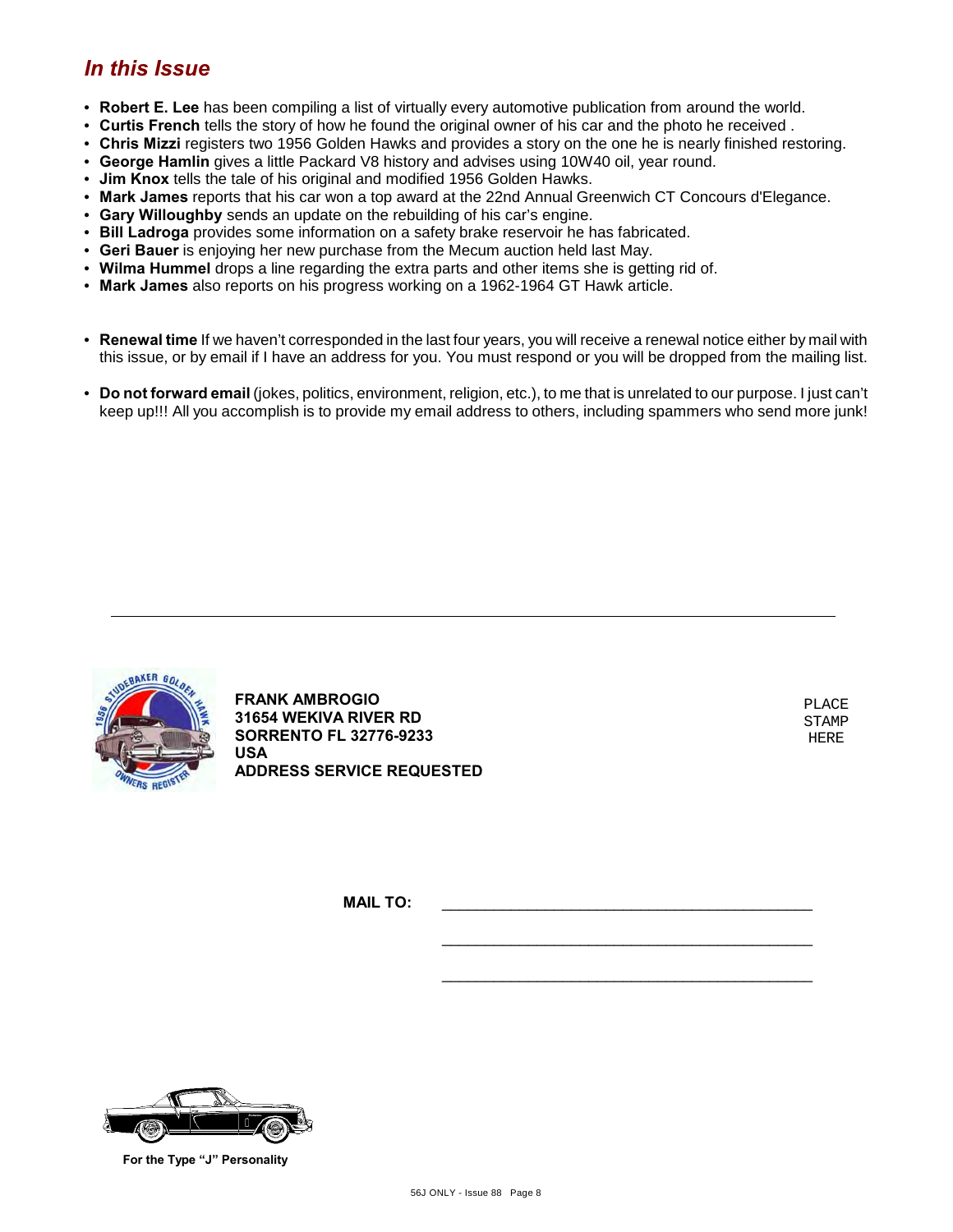## *In this Issue*

- **Robert E. Lee** has been compiling a list of virtually every automotive publication from around the world.
- **Curtis French** tells the story of how he found the original owner of his car and the photo he received .
- **Chris Mizzi** registers two 1956 Golden Hawks and provides a story on the one he is nearly finished restoring.
- **George Hamlin** gives a little Packard V8 history and advises using 10W40 oil, year round.
- **Jim Knox** tells the tale of his original and modified 1956 Golden Hawks.
- **Mark James** reports that his car won a top award at the 22nd Annual Greenwich CT Concours d'Elegance.
- **Gary Willoughby** sends an update on the rebuilding of his car's engine.
- **Bill Ladroga** provides some information on a safety brake reservoir he has fabricated.
- **Geri Bauer** is enjoying her new purchase from the Mecum auction held last May.
- **Wilma Hummel** drops a line regarding the extra parts and other items she is getting rid of.
- **Mark James** also reports on his progress working on a 1962-1964 GT Hawk article.

- **Renewal time** If we haven't corresponded in the last four years, you will receive a renewal notice either by mail with this issue, or by email if I have an address for you. You must respond or you will be dropped from the mailing list.

- **Do not forward email** (jokes, politics, environment, religion, etc.), to me that is unrelated to our purpose. I just can't keep up!!! All you accomplish is to provide my email address to others, including spammers who send more junk!

---

**FRANK AMBROGIO**
**31654 WEKIVA RIVER RD**
**SORRENTO FL 32776-9233**
**USA**
**ADDRESS SERVICE REQUESTED**

PLACE
STAMP
HERE

**MAIL TO:** ______________________________

______________________________

______________________________

**For the Type "J" Personality**